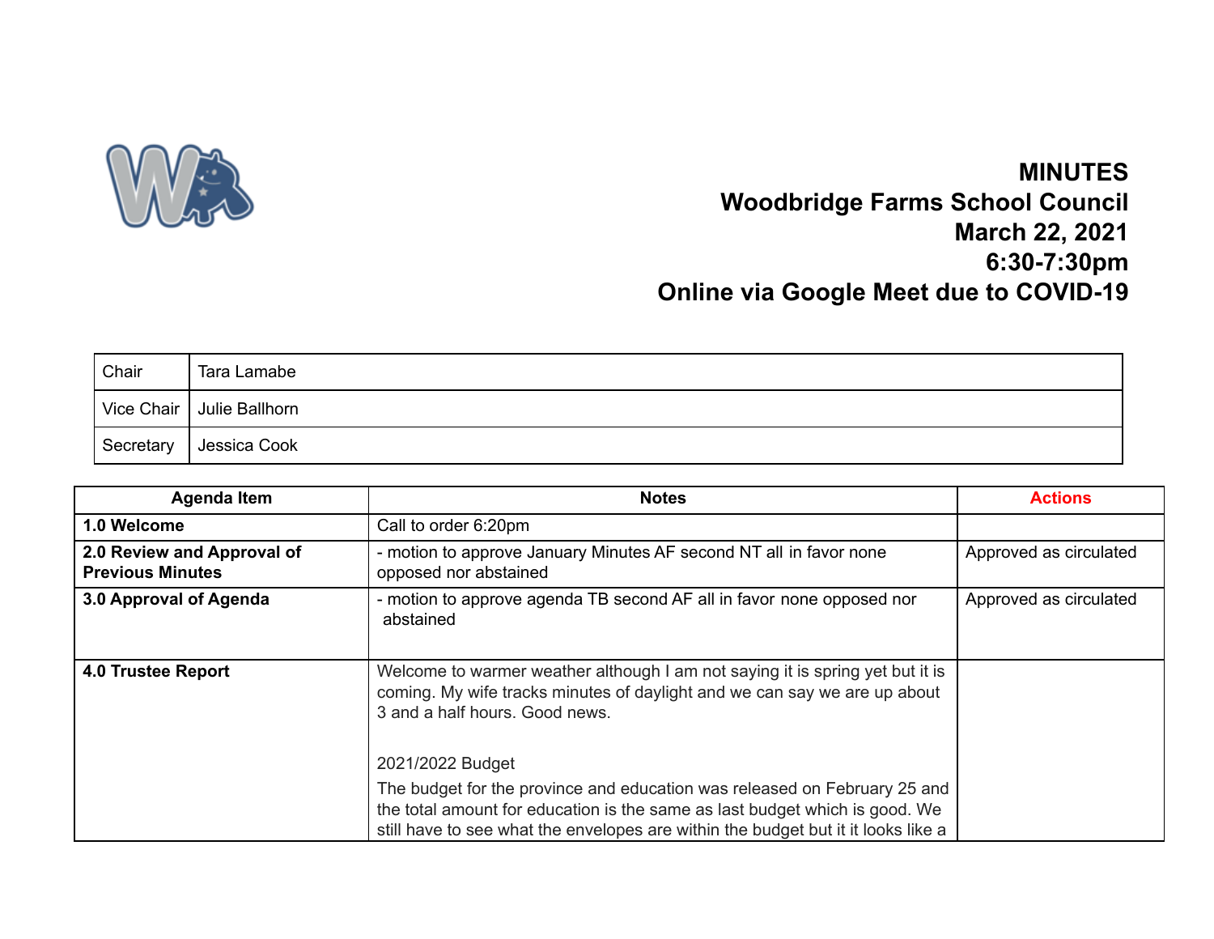# MINUTES
# Woodbridge Farms School Council
# March 22, 2021
# 6:30-7:30pm
# Online via Google Meet due to COVID-19

| | |
|---|---|
| Chair | Tara Lamabe |
| Vice Chair | Julie Ballhorn |
| Secretary | Jessica Cook |

| Agenda Item | Notes | Actions |
|---|---|---|
| **1.0 Welcome** | Call to order 6:20pm | |
| **2.0 Review and Approval of Previous Minutes** | - motion to approve January Minutes AF second NT all in favor none opposed nor abstained | Approved as circulated |
| **3.0 Approval of Agenda** | - motion to approve agenda TB second AF all in favor none opposed nor abstained | Approved as circulated |
| **4.0 Trustee Report** | Welcome to warmer weather although I am not saying it is spring yet but it is coming. My wife tracks minutes of daylight and we can say we are up about 3 and a half hours. Good news.<br><br>2021/2022 Budget<br><br>The budget for the province and education was released on February 25 and the total amount for education is the same as last budget which is good. We still have to see what the envelopes are within the budget but it it looks like a | |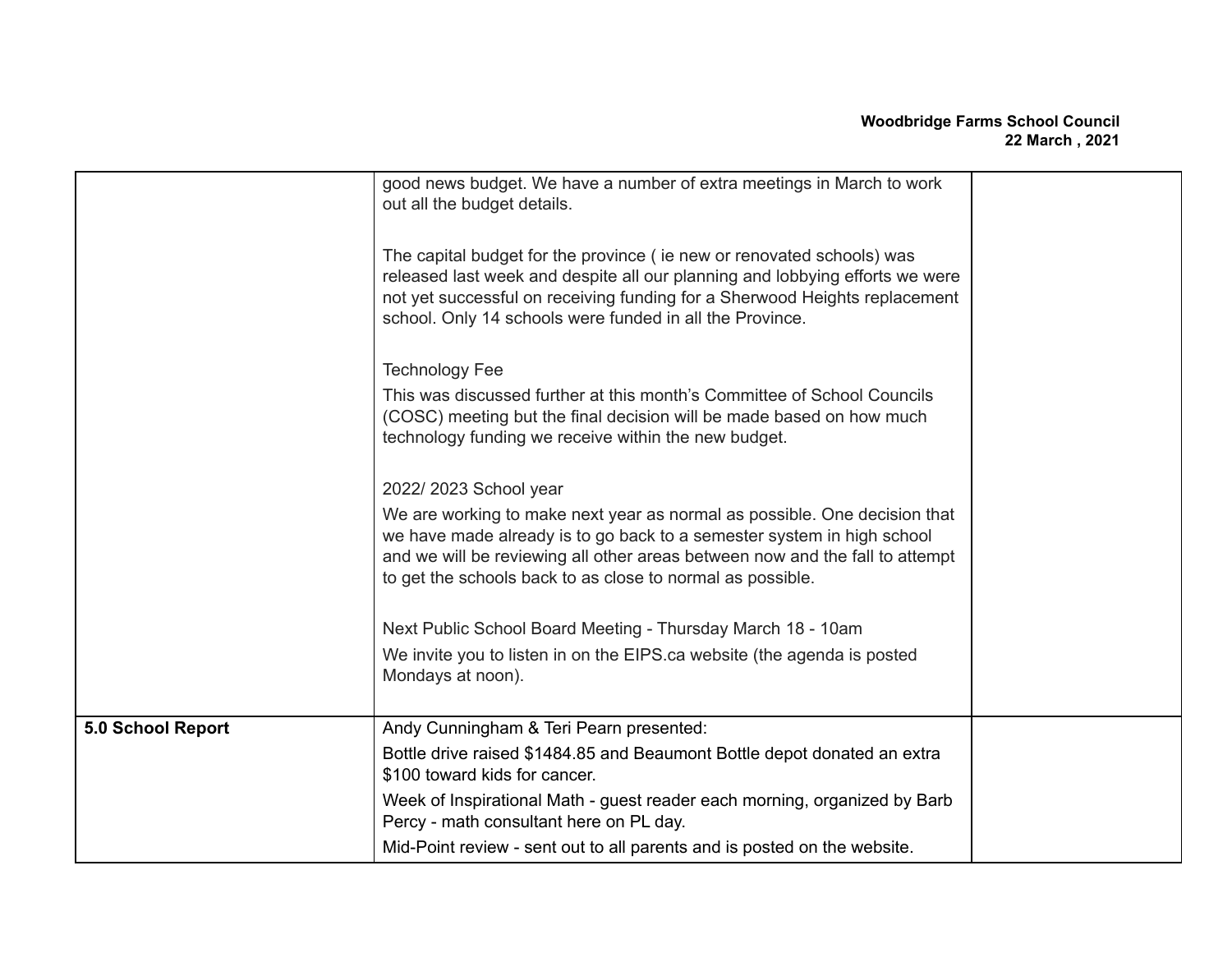| | | |
|---|---|---|
| | good news budget. We have a number of extra meetings in March to work out all the budget details.<br><br>The capital budget for the province ( ie new or renovated schools) was released last week and despite all our planning and lobbying efforts we were not yet successful on receiving funding for a Sherwood Heights replacement school. Only 14 schools were funded in all the Province.<br><br>Technology Fee<br>This was discussed further at this month's Committee of School Councils (COSC) meeting but the final decision will be made based on how much technology funding we receive within the new budget.<br><br>2022/ 2023 School year<br>We are working to make next year as normal as possible. One decision that we have made already is to go back to a semester system in high school and we will be reviewing all other areas between now and the fall to attempt to get the schools back to as close to normal as possible.<br><br>Next Public School Board Meeting - Thursday March 18 - 10am<br>We invite you to listen in on the EIPS.ca website (the agenda is posted Mondays at noon). | |
| **5.0 School Report** | Andy Cunningham & Teri Pearn presented:<br>Bottle drive raised $1484.85 and Beaumont Bottle depot donated an extra $100 toward kids for cancer.<br>Week of Inspirational Math - guest reader each morning, organized by Barb Percy - math consultant here on PL day.<br>Mid-Point review - sent out to all parents and is posted on the website. | |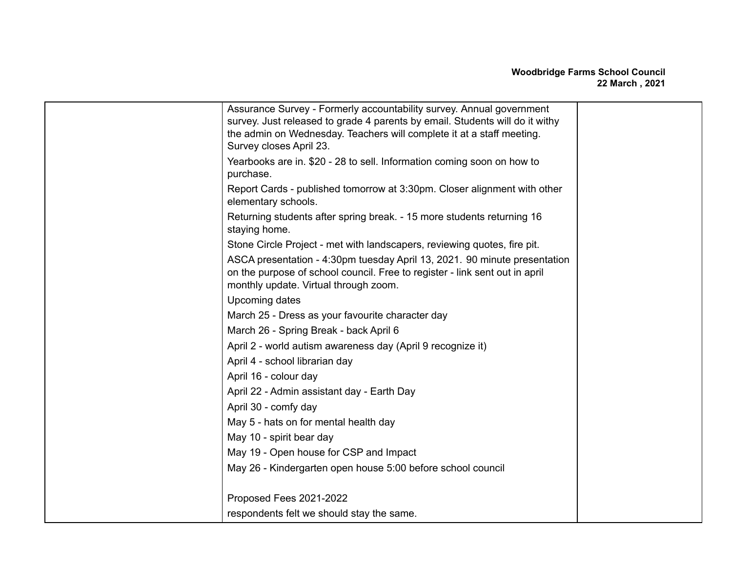| | | |
|---|---|---|
| | Assurance Survey - Formerly accountability survey. Annual government survey. Just released to grade 4 parents by email. Students will do it withy the admin on Wednesday. Teachers will complete it at a staff meeting. Survey closes April 23.<br>Yearbooks are in. $20 - 28 to sell. Information coming soon on how to purchase.<br>Report Cards - published tomorrow at 3:30pm. Closer alignment with other elementary schools.<br>Returning students after spring break. - 15 more students returning 16 staying home.<br>Stone Circle Project - met with landscapers, reviewing quotes, fire pit.<br>ASCA presentation - 4:30pm tuesday April 13, 2021. 90 minute presentation on the purpose of school council. Free to register - link sent out in april monthly update. Virtual through zoom.<br>Upcoming dates<br>March 25 - Dress as your favourite character day<br>March 26 - Spring Break - back April 6<br>April 2 - world autism awareness day (April 9 recognize it)<br>April 4 - school librarian day<br>April 16 - colour day<br>April 22 - Admin assistant day - Earth Day<br>April 30 - comfy day<br>May 5 - hats on for mental health day<br>May 10 - spirit bear day<br>May 19 - Open house for CSP and Impact<br>May 26 - Kindergarten open house 5:00 before school council<br><br>Proposed Fees 2021-2022<br>respondents felt we should stay the same. | |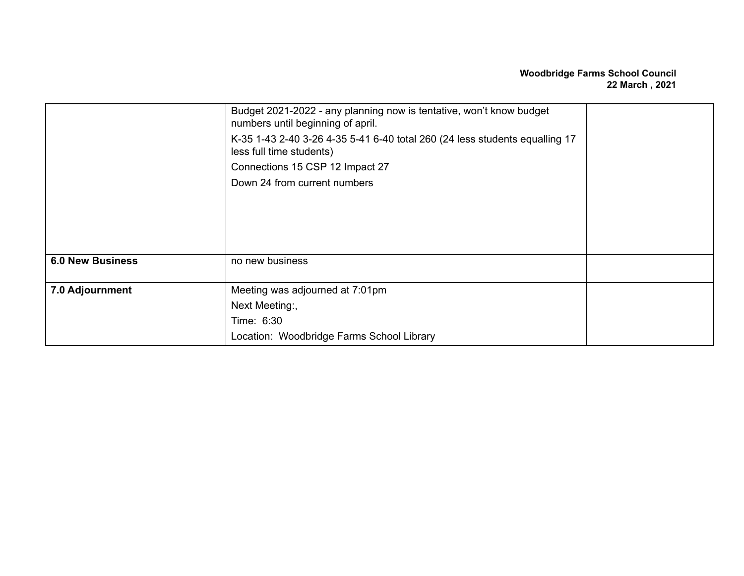| | | |
|---|---|---|
| | Budget 2021-2022 - any planning now is tentative, won't know budget numbers until beginning of april.<br>K-35 1-43 2-40 3-26 4-35 5-41 6-40 total 260 (24 less students equalling 17 less full time students)<br>Connections 15 CSP 12 Impact 27<br>Down 24 from current numbers | |
| **6.0 New Business** | no new business | |
| **7.0 Adjournment** | Meeting was adjourned at 7:01pm<br>Next Meeting:,<br>Time: 6:30<br>Location: Woodbridge Farms School Library | |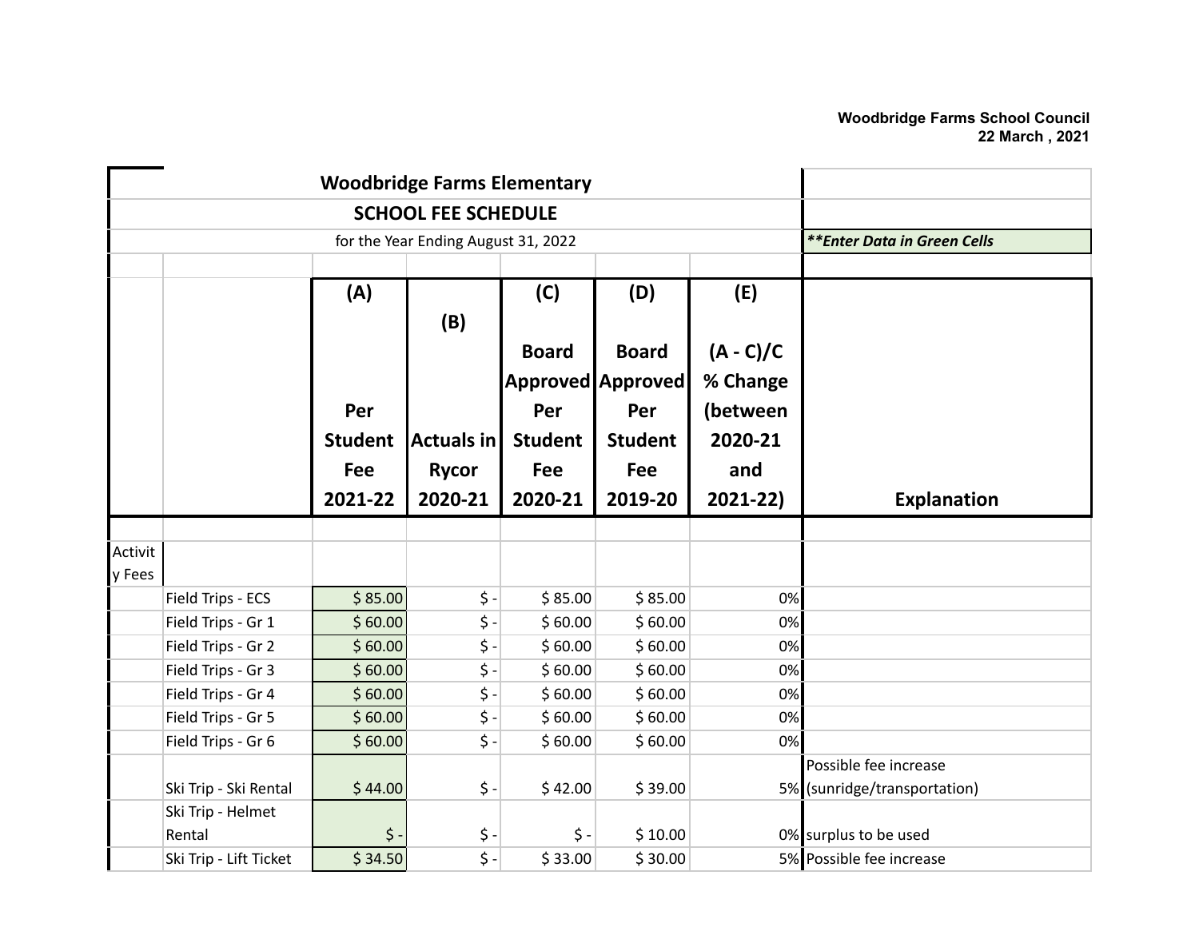**Woodbridge Farms School Council**
**22 March , 2021**

# Woodbridge Farms Elementary

## SCHOOL FEE SCHEDULE

for the Year Ending August 31, 2022

***Enter Data in Green Cells*

| | | (A) Per Student Fee 2021-22 | (B) Actuals in Rycor 2020-21 | (C) Board Approved Per Student Fee 2020-21 | (D) Board Approved Per Student Fee 2019-20 | (E) (A - C)/C % Change (between 2020-21 and 2021-22) | Explanation |
|---|---|---|---|---|---|---|---|
| Activity Fees | | | | | | | |
| | Field Trips - ECS | $ 85.00 | $ - | $ 85.00 | $ 85.00 | 0% | |
| | Field Trips - Gr 1 | $ 60.00 | $ - | $ 60.00 | $ 60.00 | 0% | |
| | Field Trips - Gr 2 | $ 60.00 | $ - | $ 60.00 | $ 60.00 | 0% | |
| | Field Trips - Gr 3 | $ 60.00 | $ - | $ 60.00 | $ 60.00 | 0% | |
| | Field Trips - Gr 4 | $ 60.00 | $ - | $ 60.00 | $ 60.00 | 0% | |
| | Field Trips - Gr 5 | $ 60.00 | $ - | $ 60.00 | $ 60.00 | 0% | |
| | Field Trips - Gr 6 | $ 60.00 | $ - | $ 60.00 | $ 60.00 | 0% | |
| | Ski Trip - Ski Rental | $ 44.00 | $ - | $ 42.00 | $ 39.00 | 5% | Possible fee increase (sunridge/transportation) |
| | Ski Trip - Helmet Rental | $ - | $ - | $ - | $ 10.00 | 0% | surplus to be used |
| | Ski Trip - Lift Ticket | $ 34.50 | $ - | $ 33.00 | $ 30.00 | 5% | Possible fee increase |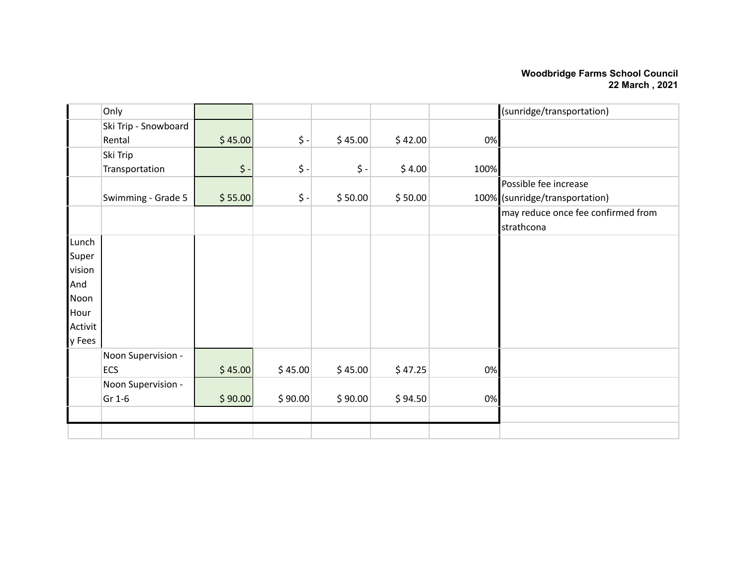**Woodbridge Farms School Council**
**22 March , 2021**

| | | | | | | | |
|---|---|---|---|---|---|---|---|
| | Only | | | | | | (sunridge/transportation) |
| | Ski Trip - Snowboard Rental | $ 45.00 | $ - | $ 45.00 | $ 42.00 | 0% | |
| | Ski Trip Transportation | $ - | $ - | $ - | $ 4.00 | 100% | |
| | Swimming - Grade 5 | $ 55.00 | $ - | $ 50.00 | $ 50.00 | 100% | Possible fee increase (sunridge/transportation) |
| | | | | | | | may reduce once fee confirmed from strathcona |
| Lunch Supervision And Noon Hour Activity Fees | | | | | | | |
| | Noon Supervision - ECS | $ 45.00 | $ 45.00 | $ 45.00 | $ 47.25 | 0% | |
| | Noon Supervision - Gr 1-6 | $ 90.00 | $ 90.00 | $ 90.00 | $ 94.50 | 0% | |
| | | | | | | | |
| | | | | | | | |